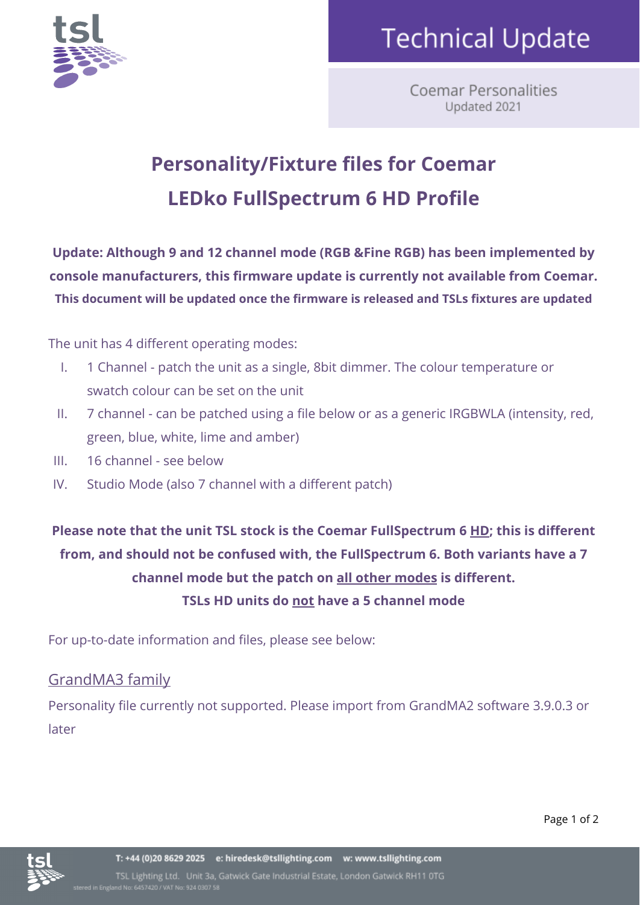# Technical Update

Coemar Personalities
Updated 2021

## Personality/Fixture files for Coemar LEDko FullSpectrum 6 HD Profile

**Update: Although 9 and 12 channel mode (RGB &Fine RGB) has been implemented by console manufacturers, this firmware update is currently not available from Coemar. This document will be updated once the firmware is released and TSLs fixtures are updated**

The unit has 4 different operating modes:

I. 1 Channel - patch the unit as a single, 8bit dimmer. The colour temperature or swatch colour can be set on the unit
II. 7 channel - can be patched using a file below or as a generic IRGBWLA (intensity, red, green, blue, white, lime and amber)
III. 16 channel - see below
IV. Studio Mode (also 7 channel with a different patch)

**Please note that the unit TSL stock is the Coemar FullSpectrum 6 <u>HD</u>; this is different from, and should not be confused with, the FullSpectrum 6. Both variants have a 7 channel mode but the patch on <u>all other modes</u> is different.**
**TSLs HD units do <u>not</u> have a 5 channel mode**

For up-to-date information and files, please see below:

### GrandMA3 family

Personality file currently not supported. Please import from GrandMA2 software 3.9.0.3 or later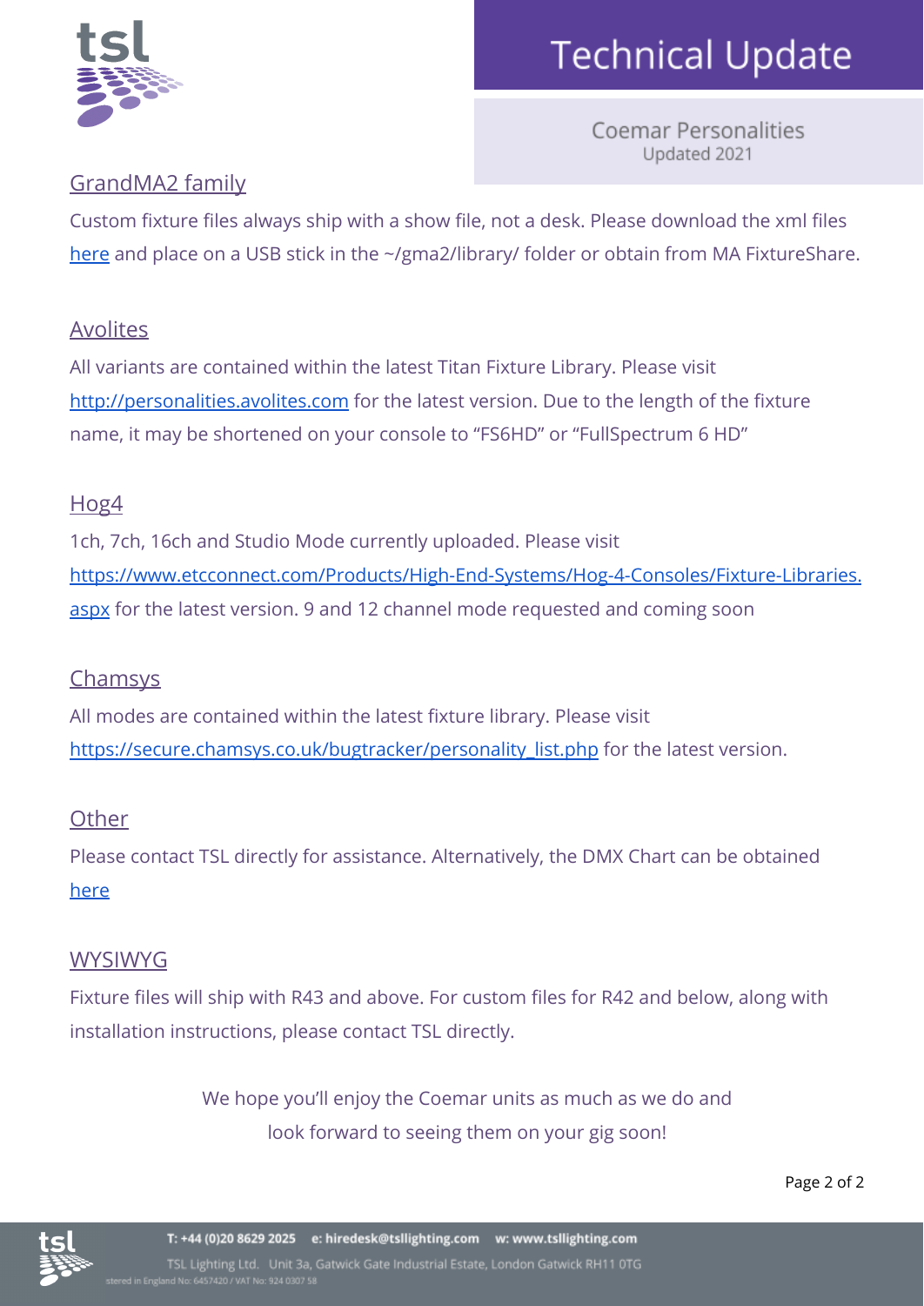## GrandMA2 family

Custom fixture files always ship with a show file, not a desk. Please download the xml files [here](here) and place on a USB stick in the ~/gma2/library/ folder or obtain from MA FixtureShare.

## Avolites

All variants are contained within the latest Titan Fixture Library. Please visit [http://personalities.avolites.com](http://personalities.avolites.com) for the latest version. Due to the length of the fixture name, it may be shortened on your console to "FS6HD" or "FullSpectrum 6 HD"

## Hog4

1ch, 7ch, 16ch and Studio Mode currently uploaded. Please visit [https://www.etcconnect.com/Products/High-End-Systems/Hog-4-Consoles/Fixture-Libraries.aspx](https://www.etcconnect.com/Products/High-End-Systems/Hog-4-Consoles/Fixture-Libraries.aspx) for the latest version. 9 and 12 channel mode requested and coming soon

## Chamsys

All modes are contained within the latest fixture library. Please visit [https://secure.chamsys.co.uk/bugtracker/personality_list.php](https://secure.chamsys.co.uk/bugtracker/personality_list.php) for the latest version.

## Other

Please contact TSL directly for assistance. Alternatively, the DMX Chart can be obtained [here](here)

## WYSIWYG

Fixture files will ship with R43 and above. For custom files for R42 and below, along with installation instructions, please contact TSL directly.

We hope you'll enjoy the Coemar units as much as we do and look forward to seeing them on your gig soon!